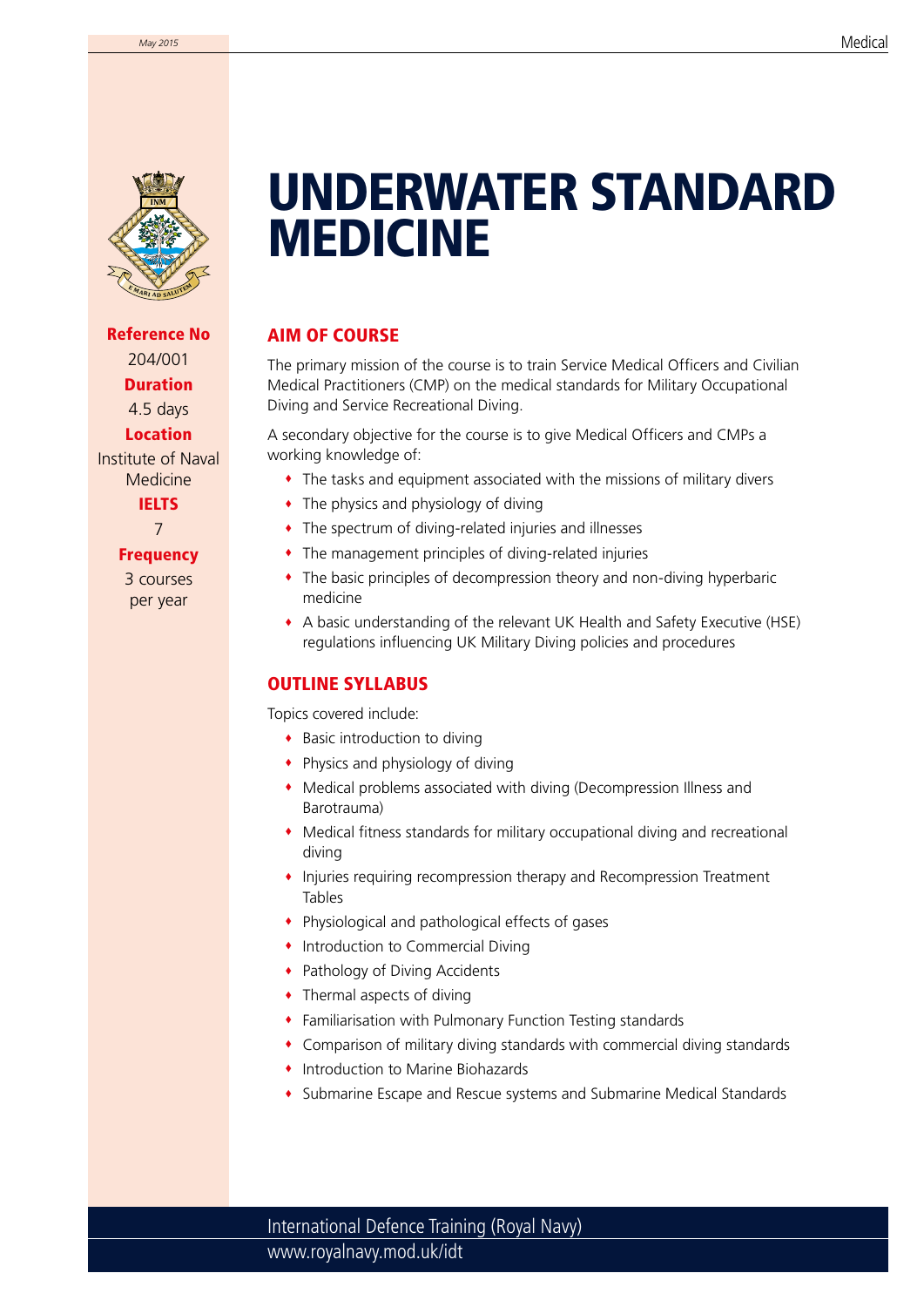# UNDERWATER STANDARD MEDICINE

**Reference No**
204/001

**Duration**
4.5 days

**Location**
Institute of Naval Medicine

**IELTS**
7

**Frequency**
3 courses per year

## AIM OF COURSE

The primary mission of the course is to train Service Medical Officers and Civilian Medical Practitioners (CMP) on the medical standards for Military Occupational Diving and Service Recreational Diving.

A secondary objective for the course is to give Medical Officers and CMPs a working knowledge of:

- The tasks and equipment associated with the missions of military divers
- The physics and physiology of diving
- The spectrum of diving-related injuries and illnesses
- The management principles of diving-related injuries
- The basic principles of decompression theory and non-diving hyperbaric medicine
- A basic understanding of the relevant UK Health and Safety Executive (HSE) regulations influencing UK Military Diving policies and procedures

## OUTLINE SYLLABUS

Topics covered include:

- Basic introduction to diving
- Physics and physiology of diving
- Medical problems associated with diving (Decompression Illness and Barotrauma)
- Medical fitness standards for military occupational diving and recreational diving
- Injuries requiring recompression therapy and Recompression Treatment Tables
- Physiological and pathological effects of gases
- Introduction to Commercial Diving
- Pathology of Diving Accidents
- Thermal aspects of diving
- Familiarisation with Pulmonary Function Testing standards
- Comparison of military diving standards with commercial diving standards
- Introduction to Marine Biohazards
- Submarine Escape and Rescue systems and Submarine Medical Standards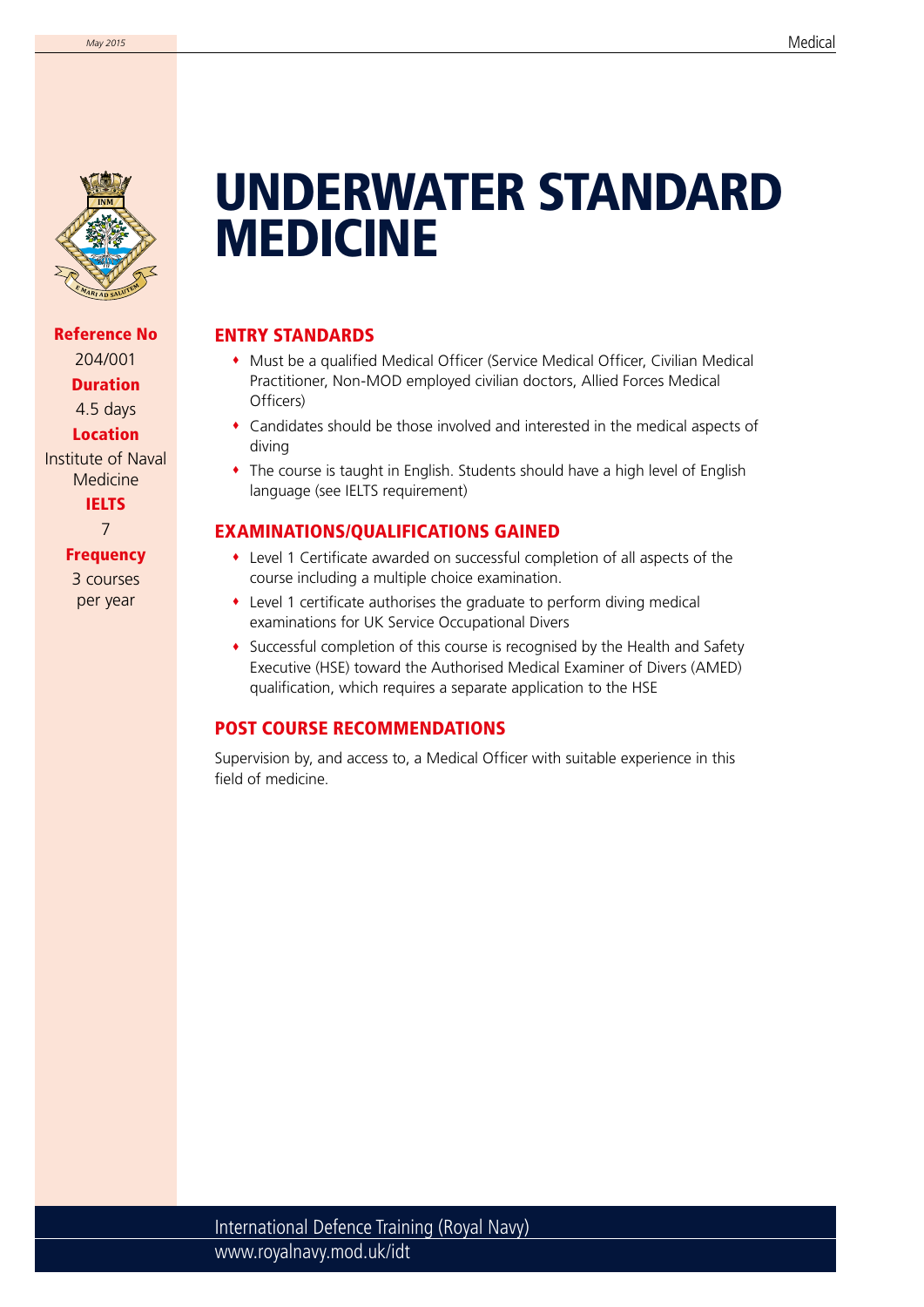# UNDERWATER STANDARD MEDICINE

**Reference No**
204/001

**Duration**
4.5 days

**Location**
Institute of Naval Medicine

**IELTS**
7

**Frequency**
3 courses per year

## ENTRY STANDARDS

- Must be a qualified Medical Officer (Service Medical Officer, Civilian Medical Practitioner, Non-MOD employed civilian doctors, Allied Forces Medical Officers)
- Candidates should be those involved and interested in the medical aspects of diving
- The course is taught in English. Students should have a high level of English language (see IELTS requirement)

## EXAMINATIONS/QUALIFICATIONS GAINED

- Level 1 Certificate awarded on successful completion of all aspects of the course including a multiple choice examination.
- Level 1 certificate authorises the graduate to perform diving medical examinations for UK Service Occupational Divers
- Successful completion of this course is recognised by the Health and Safety Executive (HSE) toward the Authorised Medical Examiner of Divers (AMED) qualification, which requires a separate application to the HSE

## POST COURSE RECOMMENDATIONS

Supervision by, and access to, a Medical Officer with suitable experience in this field of medicine.